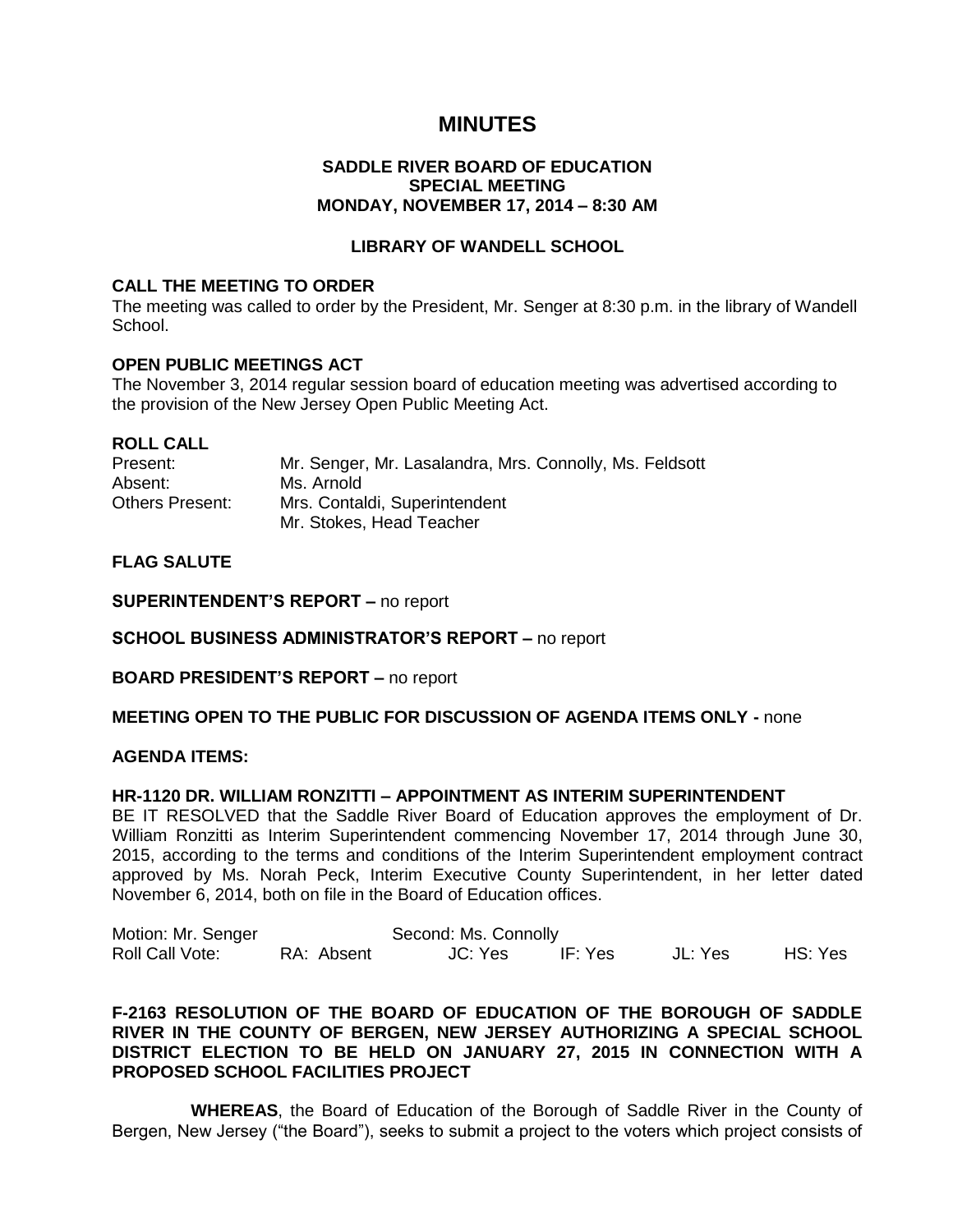# MINUTES

**SADDLE RIVER BOARD OF EDUCATION**
**SPECIAL MEETING**
**MONDAY, NOVEMBER 17, 2014 – 8:30 AM**

**LIBRARY OF WANDELL SCHOOL**

## CALL THE MEETING TO ORDER

The meeting was called to order by the President, Mr. Senger at 8:30 p.m. in the library of Wandell School.

## OPEN PUBLIC MEETINGS ACT

The November 3, 2014 regular session board of education meeting was advertised according to the provision of the New Jersey Open Public Meeting Act.

## ROLL CALL

| | |
|---|---|
| Present: | Mr. Senger, Mr. Lasalandra, Mrs. Connolly, Ms. Feldsott |
| Absent: | Ms. Arnold |
| Others Present: | Mrs. Contaldi, Superintendent |
| | Mr. Stokes, Head Teacher |

## FLAG SALUTE

**SUPERINTENDENT'S REPORT –** no report

**SCHOOL BUSINESS ADMINISTRATOR'S REPORT –** no report

**BOARD PRESIDENT'S REPORT –** no report

**MEETING OPEN TO THE PUBLIC FOR DISCUSSION OF AGENDA ITEMS ONLY -** none

## AGENDA ITEMS:

### HR-1120 DR. WILLIAM RONZITTI – APPOINTMENT AS INTERIM SUPERINTENDENT

BE IT RESOLVED that the Saddle River Board of Education approves the employment of Dr. William Ronzitti as Interim Superintendent commencing November 17, 2014 through June 30, 2015, according to the terms and conditions of the Interim Superintendent employment contract approved by Ms. Norah Peck, Interim Executive County Superintendent, in her letter dated November 6, 2014, both on file in the Board of Education offices.

| Motion: Mr. Senger | | Second: Ms. Connolly | | | |
|---|---|---|---|---|---|
| Roll Call Vote: | RA: Absent | JC: Yes | IF: Yes | JL: Yes | HS: Yes |

### F-2163 RESOLUTION OF THE BOARD OF EDUCATION OF THE BOROUGH OF SADDLE RIVER IN THE COUNTY OF BERGEN, NEW JERSEY AUTHORIZING A SPECIAL SCHOOL DISTRICT ELECTION TO BE HELD ON JANUARY 27, 2015 IN CONNECTION WITH A PROPOSED SCHOOL FACILITIES PROJECT

**WHEREAS**, the Board of Education of the Borough of Saddle River in the County of Bergen, New Jersey ("the Board"), seeks to submit a project to the voters which project consists of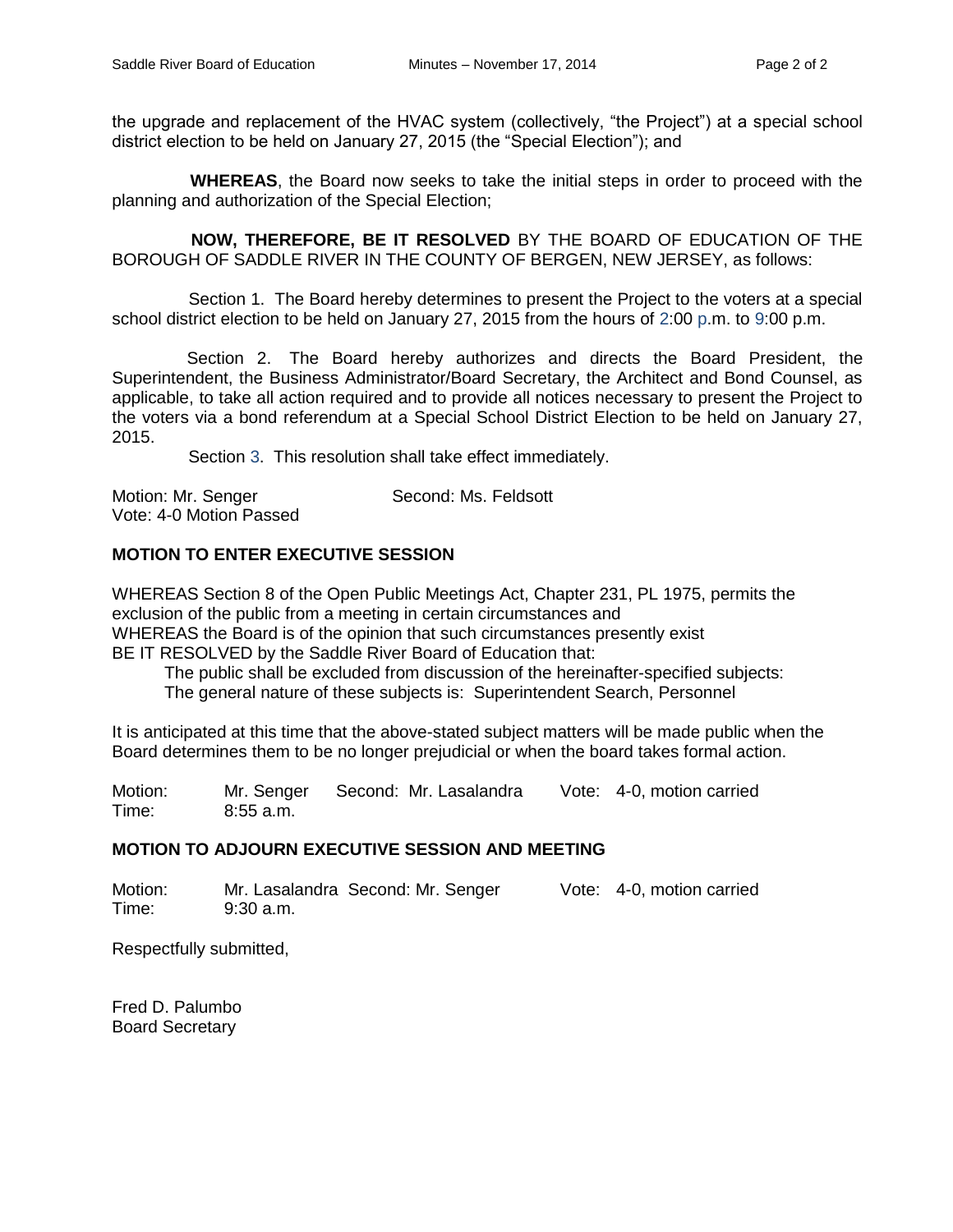the upgrade and replacement of the HVAC system (collectively, "the Project") at a special school district election to be held on January 27, 2015 (the "Special Election"); and

**WHEREAS**, the Board now seeks to take the initial steps in order to proceed with the planning and authorization of the Special Election;

**NOW, THEREFORE, BE IT RESOLVED** BY THE BOARD OF EDUCATION OF THE BOROUGH OF SADDLE RIVER IN THE COUNTY OF BERGEN, NEW JERSEY, as follows:

Section 1. The Board hereby determines to present the Project to the voters at a special school district election to be held on January 27, 2015 from the hours of 2:00 p.m. to 9:00 p.m.

Section 2. The Board hereby authorizes and directs the Board President, the Superintendent, the Business Administrator/Board Secretary, the Architect and Bond Counsel, as applicable, to take all action required and to provide all notices necessary to present the Project to the voters via a bond referendum at a Special School District Election to be held on January 27, 2015.

Section 3. This resolution shall take effect immediately.

Motion: Mr. Senger Second: Ms. Feldsott
Vote: 4-0 Motion Passed

**MOTION TO ENTER EXECUTIVE SESSION**

WHEREAS Section 8 of the Open Public Meetings Act, Chapter 231, PL 1975, permits the exclusion of the public from a meeting in certain circumstances and
WHEREAS the Board is of the opinion that such circumstances presently exist
BE IT RESOLVED by the Saddle River Board of Education that:

The public shall be excluded from discussion of the hereinafter-specified subjects:
The general nature of these subjects is: Superintendent Search, Personnel

It is anticipated at this time that the above-stated subject matters will be made public when the Board determines them to be no longer prejudicial or when the board takes formal action.

Motion: Mr. Senger Second: Mr. Lasalandra Vote: 4-0, motion carried
Time: 8:55 a.m.

**MOTION TO ADJOURN EXECUTIVE SESSION AND MEETING**

Motion: Mr. Lasalandra Second: Mr. Senger Vote: 4-0, motion carried
Time: 9:30 a.m.

Respectfully submitted,

Fred D. Palumbo
Board Secretary